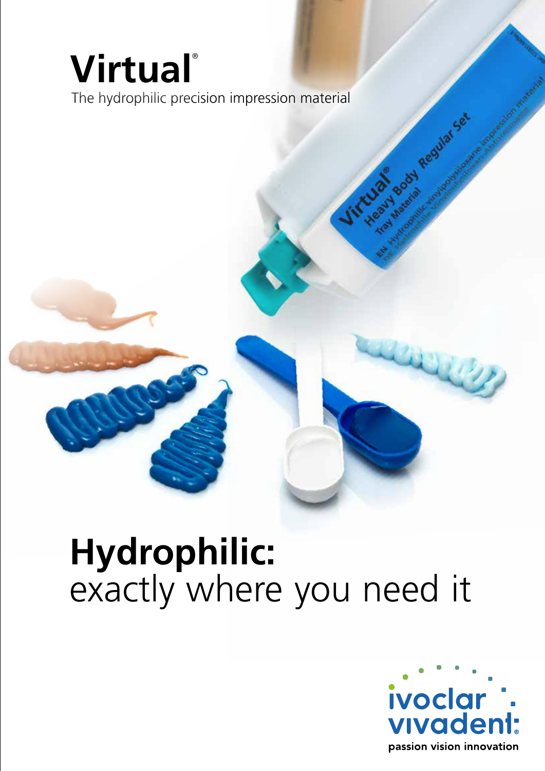# Virtual®

The hydrophilic precision impression material

# Hydrophilic:

exactly where you need it

ivoclar vivadent
passion vision innovation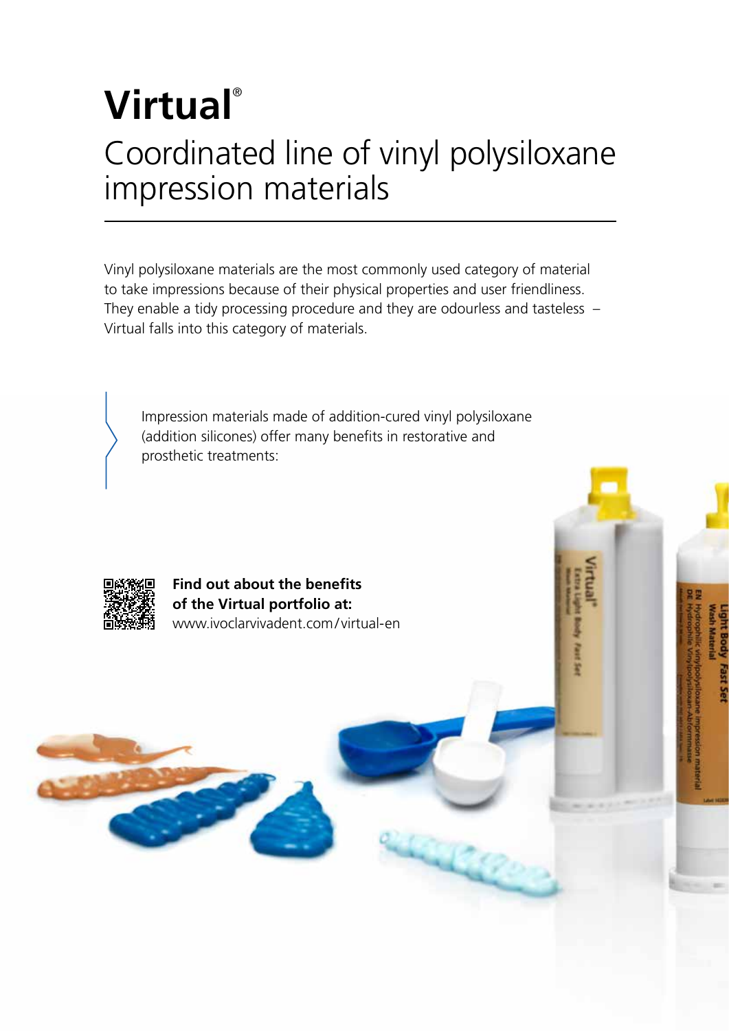# Virtual®

## Coordinated line of vinyl polysiloxane impression materials

Vinyl polysiloxane materials are the most commonly used category of material to take impressions because of their physical properties and user friendliness. They enable a tidy processing procedure and they are odourless and tasteless – Virtual falls into this category of materials.

Impression materials made of addition-cured vinyl polysiloxane (addition silicones) offer many benefits in restorative and prosthetic treatments:

**Find out about the benefits of the Virtual portfolio at:**
www.ivoclarvivadent.com/virtual-en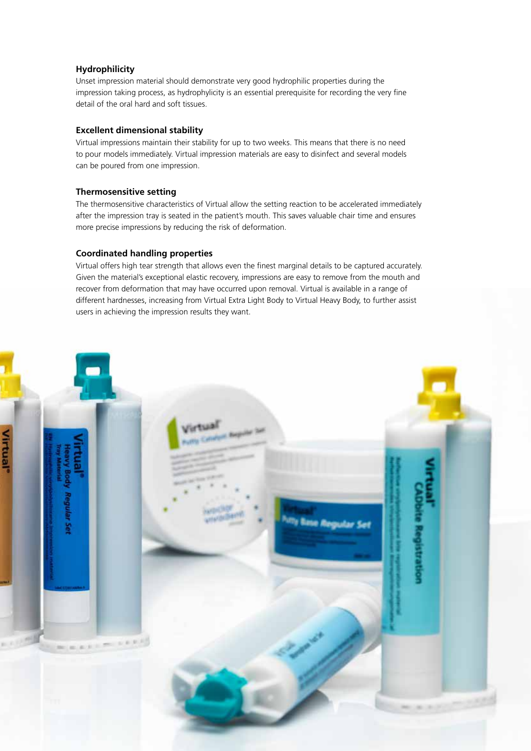### Hydrophilicity

Unset impression material should demonstrate very good hydrophilic properties during the impression taking process, as hydrophylicity is an essential prerequisite for recording the very fine detail of the oral hard and soft tissues.

### Excellent dimensional stability

Virtual impressions maintain their stability for up to two weeks. This means that there is no need to pour models immediately. Virtual impression materials are easy to disinfect and several models can be poured from one impression.

### Thermosensitive setting

The thermosensitive characteristics of Virtual allow the setting reaction to be accelerated immediately after the impression tray is seated in the patient's mouth. This saves valuable chair time and ensures more precise impressions by reducing the risk of deformation.

### Coordinated handling properties

Virtual offers high tear strength that allows even the finest marginal details to be captured accurately. Given the material's exceptional elastic recovery, impressions are easy to remove from the mouth and recover from deformation that may have occurred upon removal. Virtual is available in a range of different hardnesses, increasing from Virtual Extra Light Body to Virtual Heavy Body, to further assist users in achieving the impression results they want.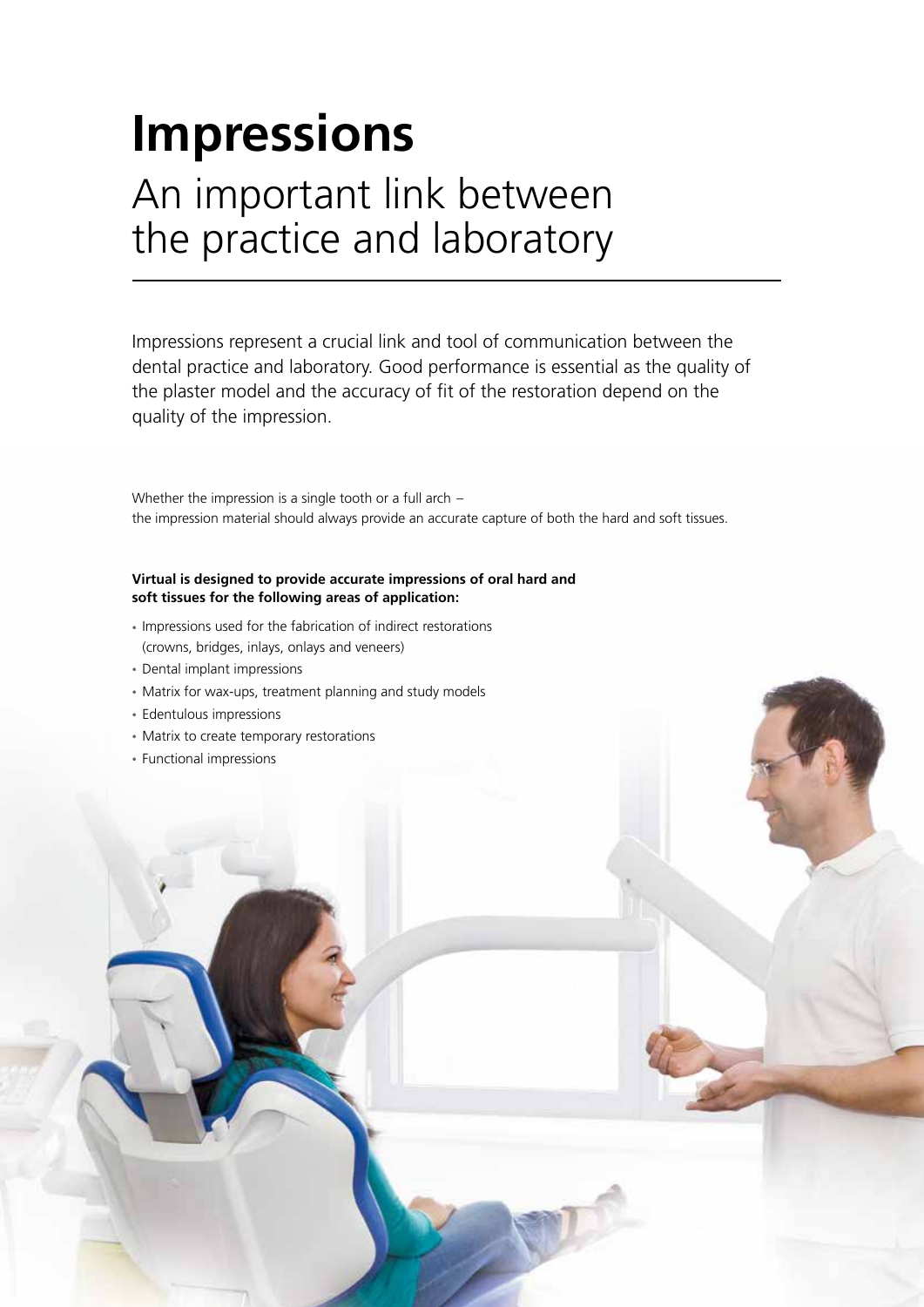# Impressions

## An important link between the practice and laboratory

Impressions represent a crucial link and tool of communication between the dental practice and laboratory. Good performance is essential as the quality of the plaster model and the accuracy of fit of the restoration depend on the quality of the impression.

Whether the impression is a single tooth or a full arch –
the impression material should always provide an accurate capture of both the hard and soft tissues.

**Virtual is designed to provide accurate impressions of oral hard and soft tissues for the following areas of application:**

- Impressions used for the fabrication of indirect restorations (crowns, bridges, inlays, onlays and veneers)
- Dental implant impressions
- Matrix for wax-ups, treatment planning and study models
- Edentulous impressions
- Matrix to create temporary restorations
- Functional impressions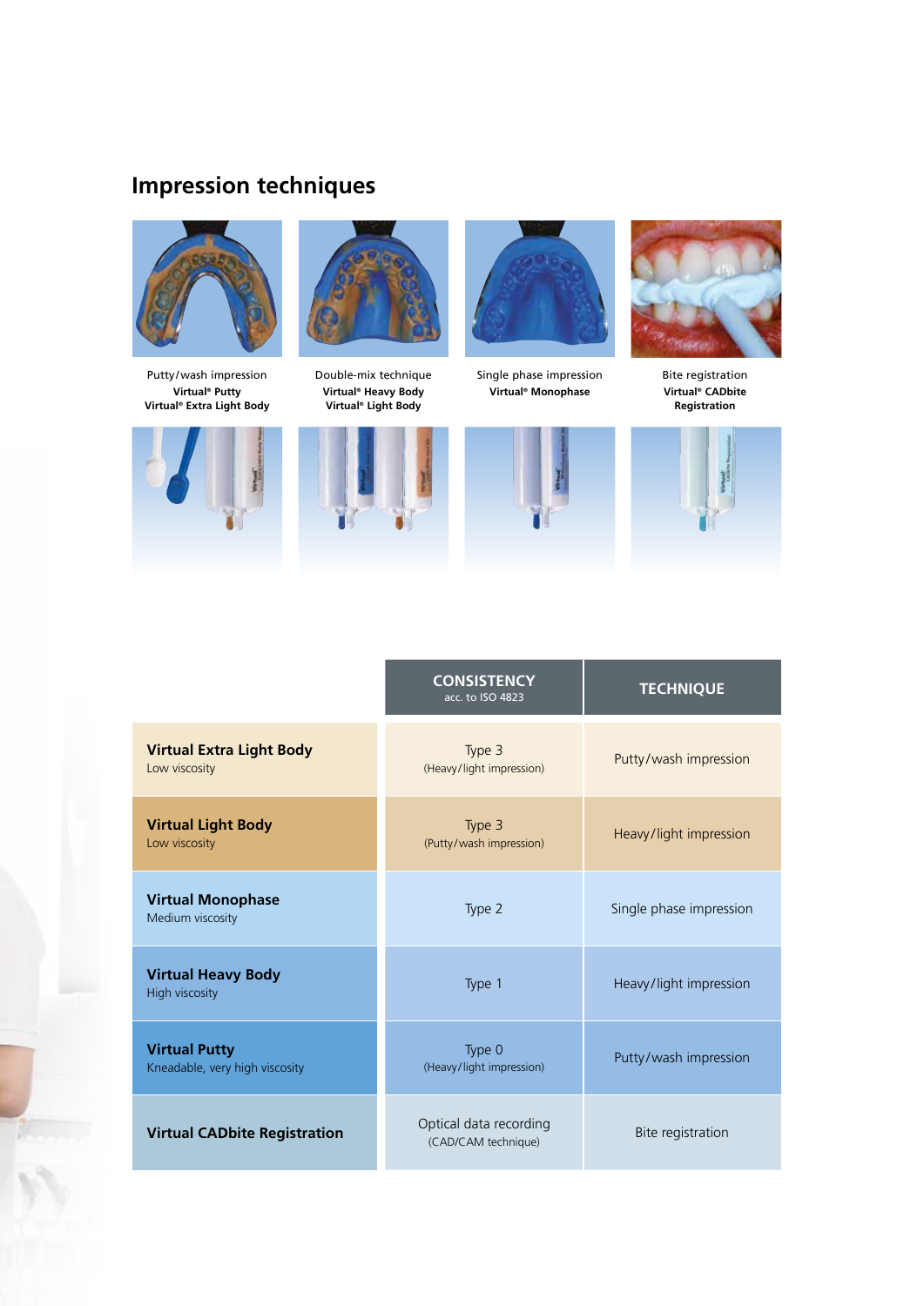## Impression techniques

Putty/wash impression
**Virtual® Putty**
**Virtual® Extra Light Body**

Double-mix technique
**Virtual® Heavy Body**
**Virtual® Light Body**

Single phase impression
**Virtual® Monophase**

Bite registration
**Virtual® CADbite Registration**

| | CONSISTENCY acc. to ISO 4823 | TECHNIQUE |
|---|---|---|
| **Virtual Extra Light Body** Low viscosity | Type 3 (Heavy/light impression) | Putty/wash impression |
| **Virtual Light Body** Low viscosity | Type 3 (Putty/wash impression) | Heavy/light impression |
| **Virtual Monophase** Medium viscosity | Type 2 | Single phase impression |
| **Virtual Heavy Body** High viscosity | Type 1 | Heavy/light impression |
| **Virtual Putty** Kneadable, very high viscosity | Type 0 (Heavy/light impression) | Putty/wash impression |
| **Virtual CADbite Registration** | Optical data recording (CAD/CAM technique) | Bite registration |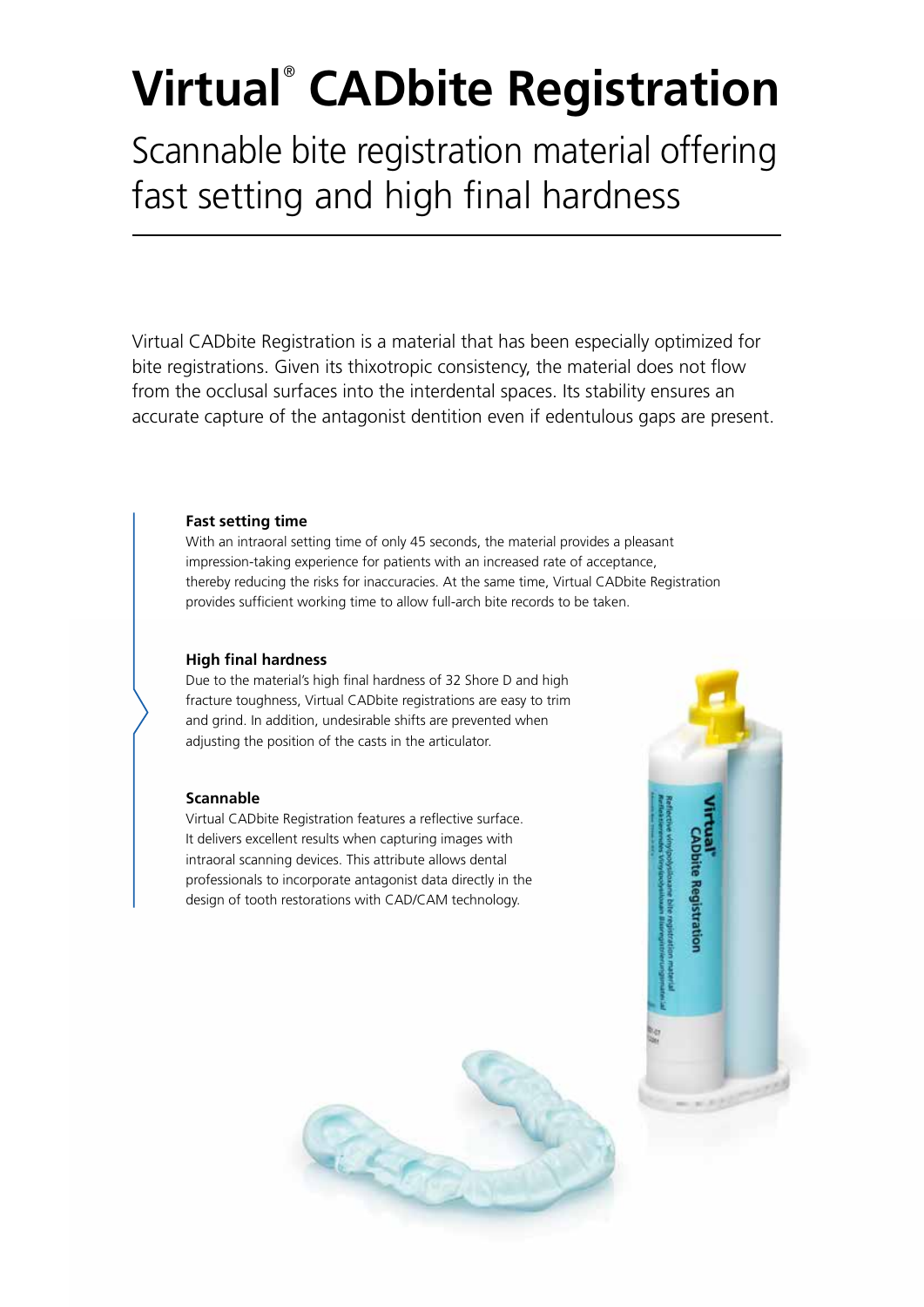# Virtual® CADbite Registration

## Scannable bite registration material offering fast setting and high final hardness

Virtual CADbite Registration is a material that has been especially optimized for bite registrations. Given its thixotropic consistency, the material does not flow from the occlusal surfaces into the interdental spaces. Its stability ensures an accurate capture of the antagonist dentition even if edentulous gaps are present.

**Fast setting time**

With an intraoral setting time of only 45 seconds, the material provides a pleasant impression-taking experience for patients with an increased rate of acceptance, thereby reducing the risks for inaccuracies. At the same time, Virtual CADbite Registration provides sufficient working time to allow full-arch bite records to be taken.

**High final hardness**

Due to the material's high final hardness of 32 Shore D and high fracture toughness, Virtual CADbite registrations are easy to trim and grind. In addition, undesirable shifts are prevented when adjusting the position of the casts in the articulator.

**Scannable**

Virtual CADbite Registration features a reflective surface. It delivers excellent results when capturing images with intraoral scanning devices. This attribute allows dental professionals to incorporate antagonist data directly in the design of tooth restorations with CAD/CAM technology.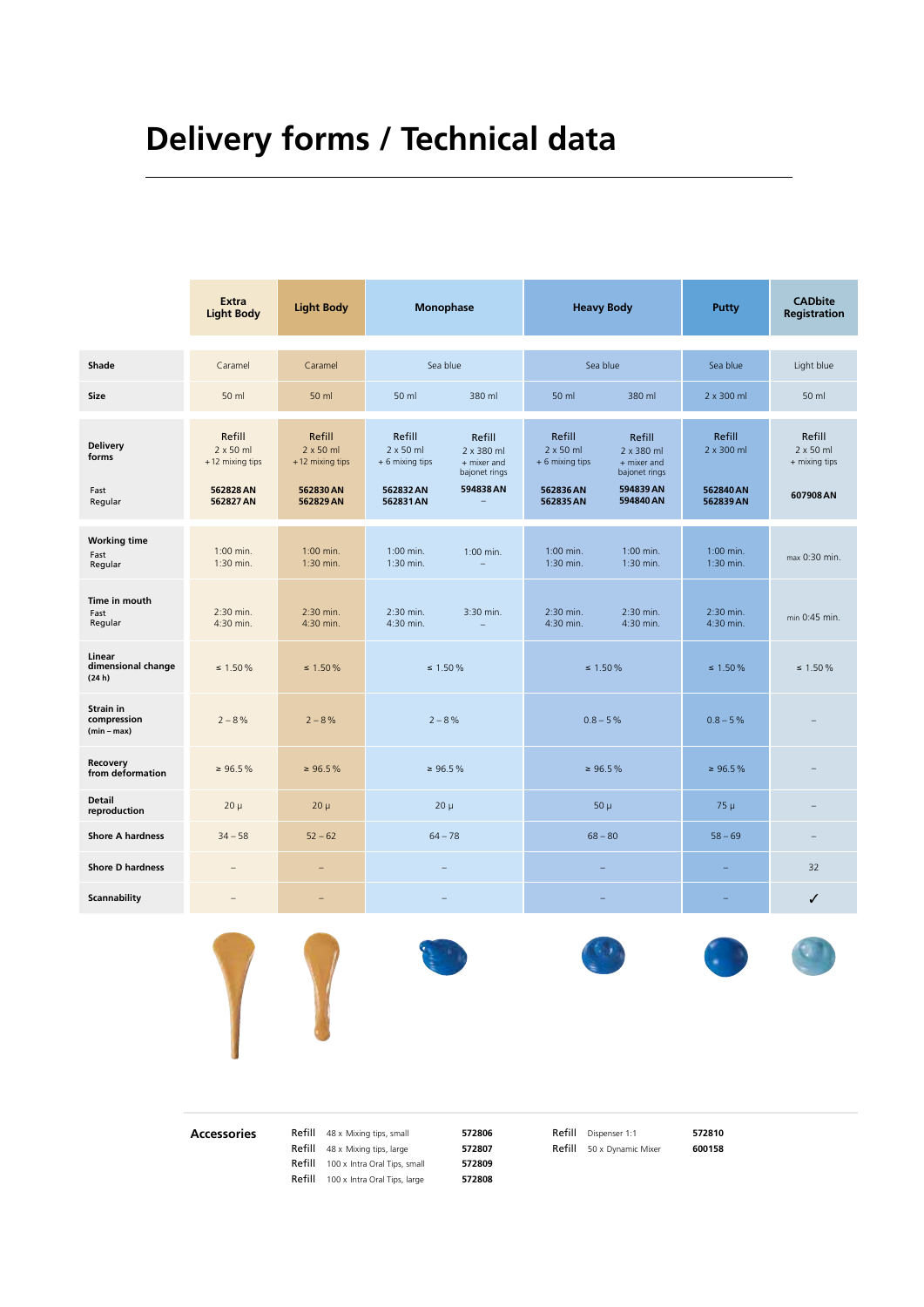# Delivery forms / Technical data

| | Extra Light Body | Light Body | Monophase | | Heavy Body | | Putty | CADbite Registration |
|---|---|---|---|---|---|---|---|---|
| **Shade** | Caramel | Caramel | Sea blue | | Sea blue | | Sea blue | Light blue |
| **Size** | 50 ml | 50 ml | 50 ml | 380 ml | 50 ml | 380 ml | 2 x 300 ml | 50 ml |
| **Delivery forms** | Refill 2 x 50 ml + 12 mixing tips | Refill 2 x 50 ml + 12 mixing tips | Refill 2 x 50 ml + 6 mixing tips | Refill 2 x 380 ml + mixer and bajonet rings | Refill 2 x 50 ml + 6 mixing tips | Refill 2 x 380 ml + mixer and bajonet rings | Refill 2 x 300 ml | Refill 2 x 50 ml + mixing tips |
| Fast | **562828 AN** | **562830 AN** | **562832 AN** | **594838 AN** | **562836 AN** | **594839 AN** | **562840 AN** | **607908 AN** |
| Regular | **562827 AN** | **562829 AN** | **562831 AN** | – | **562835 AN** | **594840 AN** | **562839 AN** | |
| **Working time** | | | | | | | | |
| Fast | 1:00 min. | 1:00 min. | 1:00 min. | 1:00 min. | 1:00 min. | 1:00 min. | 1:00 min. | max 0:30 min. |
| Regular | 1:30 min. | 1:30 min. | 1:30 min. | – | 1:30 min. | 1:30 min. | 1:30 min. | |
| **Time in mouth** | | | | | | | | |
| Fast | 2:30 min. | 2:30 min. | 2:30 min. | 3:30 min. | 2:30 min. | 2:30 min. | 2:30 min. | min 0:45 min. |
| Regular | 4:30 min. | 4:30 min. | 4:30 min. | – | 4:30 min. | 4:30 min. | 4:30 min. | |
| **Linear dimensional change (24 h)** | ≤ 1.50 % | ≤ 1.50 % | ≤ 1.50 % | | ≤ 1.50 % | | ≤ 1.50 % | ≤ 1.50 % |
| **Strain in compression (min – max)** | 2 – 8 % | 2 – 8 % | 2 – 8 % | | 0.8 – 5 % | | 0.8 – 5 % | – |
| **Recovery from deformation** | ≥ 96.5 % | ≥ 96.5 % | ≥ 96.5 % | | ≥ 96.5 % | | ≥ 96.5 % | – |
| **Detail reproduction** | 20 µ | 20 µ | 20 µ | | 50 µ | | 75 µ | – |
| **Shore A hardness** | 34 – 58 | 52 – 62 | 64 – 78 | | 68 – 80 | | 58 – 69 | – |
| **Shore D hardness** | – | – | – | | – | | – | 32 |
| **Scannability** | – | – | – | | – | | – | ✓ |

## Accessories

| | | |
|---|---|---|
| Refill | 48 x Mixing tips, small | **572806** |
| Refill | 48 x Mixing tips, large | **572807** |
| Refill | 100 x Intra Oral Tips, small | **572809** |
| Refill | 100 x Intra Oral Tips, large | **572808** |
| Refill | Dispenser 1:1 | **572810** |
| Refill | 50 x Dynamic Mixer | **600158** |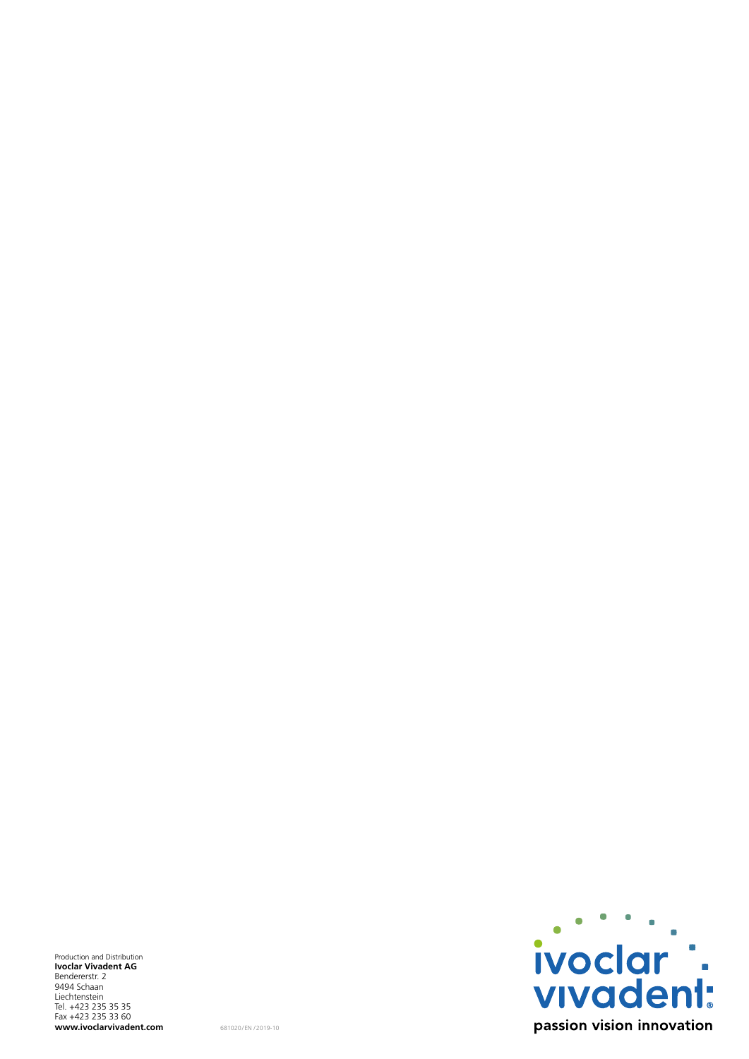Production and Distribution
**Ivoclar Vivadent AG**
Bendererstr. 2
9494 Schaan
Liechtenstein
Tel. +423 235 35 35
Fax +423 235 33 60
**www.ivoclarvivadent.com**

681020/EN/2019-10

ivoclar vivadent®
passion vision innovation